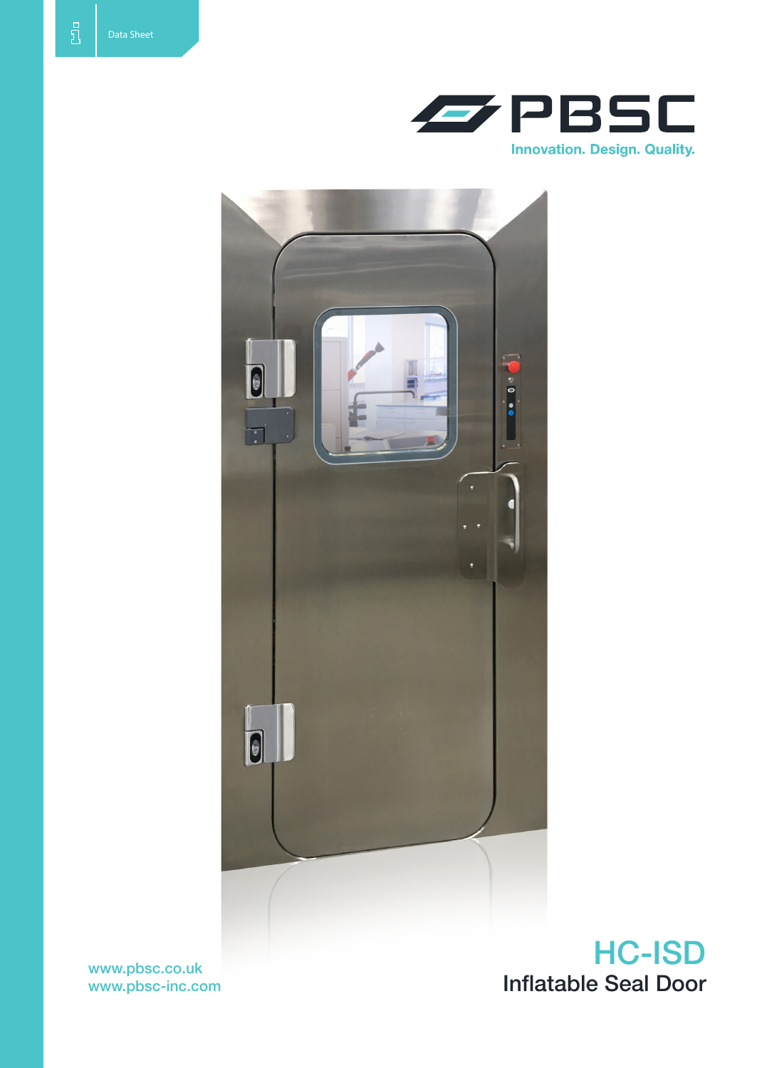Data Sheet

PBSC

Innovation. Design. Quality.

# HC-ISD

## Inflatable Seal Door

www.pbsc.co.uk
www.pbsc-inc.com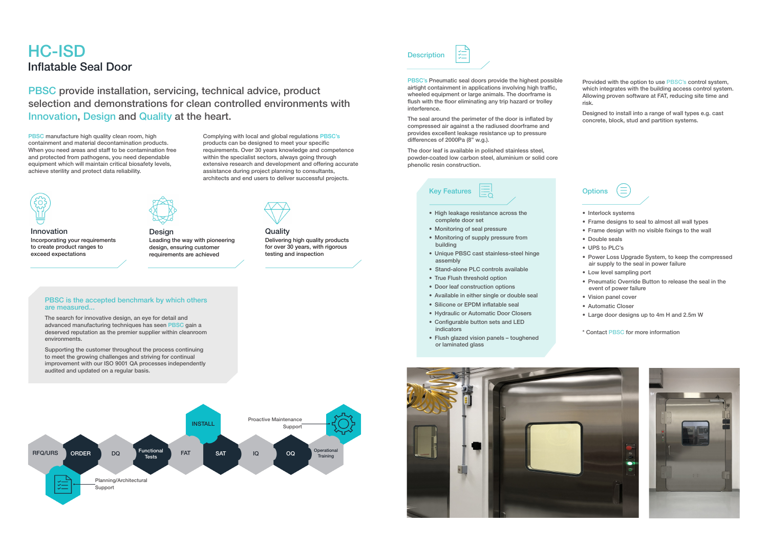# HC-ISD

## Inflatable Seal Door

### PBSC provide installation, servicing, technical advice, product selection and demonstrations for clean controlled environments with Innovation, Design and Quality at the heart.

PBSC manufacture high quality clean room, high containment and material decontamination products. When you need areas and staff to be contamination free and protected from pathogens, you need dependable equipment which will maintain critical biosafety levels, achieve sterility and protect data reliability.

Complying with local and global regulations PBSC's products can be designed to meet your specific requirements. Over 30 years knowledge and competence within the specialist sectors, always going through extensive research and development and offering accurate assistance during project planning to consultants, architects and end users to deliver successful projects.

**Innovation**
Incorporating your requirements to create product ranges to exceed expectations

**Design**
Leading the way with pioneering design, ensuring customer requirements are achieved

**Quality**
Delivering high quality products for over 30 years, with rigorous testing and inspection

### PBSC is the accepted benchmark by which others are measured...

The search for innovative design, an eye for detail and advanced manufacturing techniques has seen PBSC gain a deserved reputation as the premier supplier within cleanroom environments.

Supporting the customer throughout the process continuing to meet the growing challenges and striving for continual improvement with our ISO 9001 QA processes independently audited and updated on a regular basis.

RFQ/URS · ORDER · DQ · Functional Tests · FAT · INSTALL · SAT · IQ · OQ · Operational Training

Planning/Architectural Support

Proactive Maintenance Support

## Description

PBSC's Pneumatic seal doors provide the highest possible airtight containment in applications involving high traffic, wheeled equipment or large animals. The doorframe is flush with the floor eliminating any trip hazard or trolley interference.

The seal around the perimeter of the door is inflated by compressed air against a the radiused doorframe and provides excellent leakage resistance up to pressure differences of 2000Pa (8" w.g.).

The door leaf is available in polished stainless steel, powder-coated low carbon steel, aluminium or solid core phenolic resin construction.

Provided with the option to use PBSC's control system, which integrates with the building access control system. Allowing proven software at FAT, reducing site time and risk.

Designed to install into a range of wall types e.g. cast concrete, block, stud and partition systems.

## Key Features

- High leakage resistance across the complete door set
- Monitoring of seal pressure
- Monitoring of supply pressure from building
- Unique PBSC cast stainless-steel hinge assembly
- Stand-alone PLC controls available
- True Flush threshold option
- Door leaf construction options
- Available in either single or double seal
- Silicone or EPDM inflatable seal
- Hydraulic or Automatic Door Closers
- Configurable button sets and LED indicators
- Flush glazed vision panels – toughened or laminated glass

## Options

- Interlock systems
- Frame designs to seal to almost all wall types
- Frame design with no visible fixings to the wall
- Double seals
- UPS to PLC's
- Power Loss Upgrade System, to keep the compressed air supply to the seal in power failure
- Low level sampling port
- Pneumatic Override Button to release the seal in the event of power failure
- Vision panel cover
- Automatic Closer
- Large door designs up to 4m H and 2.5m W

* Contact PBSC for more information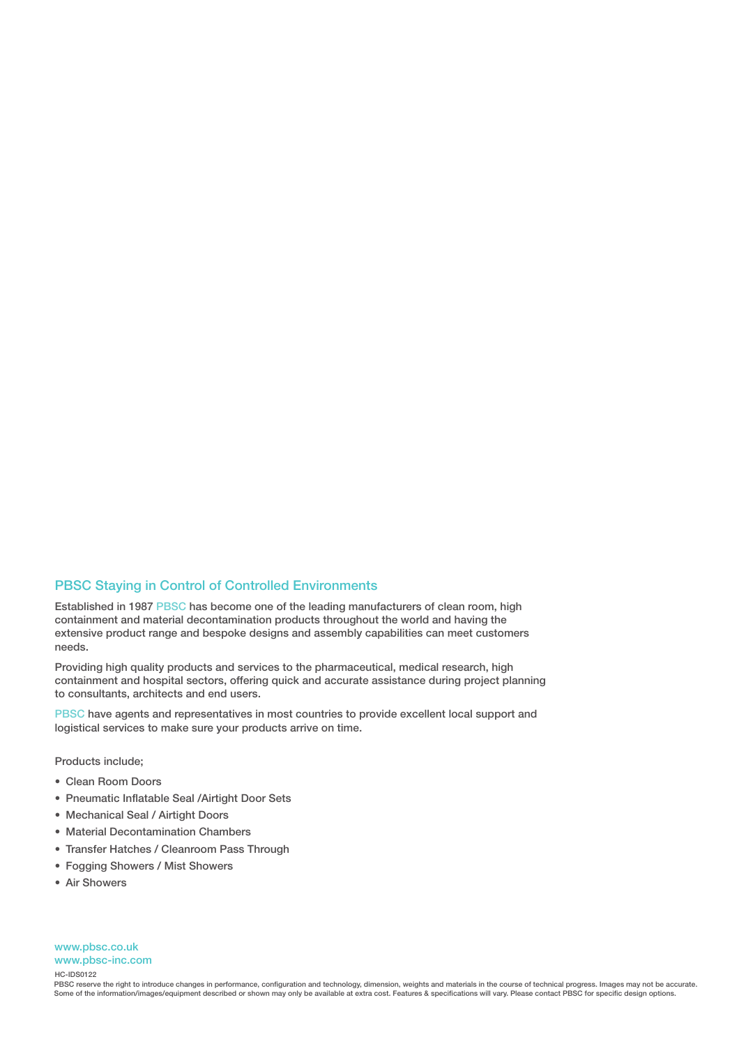## PBSC Staying in Control of Controlled Environments

Established in 1987 PBSC has become one of the leading manufacturers of clean room, high containment and material decontamination products throughout the world and having the extensive product range and bespoke designs and assembly capabilities can meet customers needs.

Providing high quality products and services to the pharmaceutical, medical research, high containment and hospital sectors, offering quick and accurate assistance during project planning to consultants, architects and end users.

PBSC have agents and representatives in most countries to provide excellent local support and logistical services to make sure your products arrive on time.

Products include;

- Clean Room Doors
- Pneumatic Inflatable Seal /Airtight Door Sets
- Mechanical Seal / Airtight Doors
- Material Decontamination Chambers
- Transfer Hatches / Cleanroom Pass Through
- Fogging Showers / Mist Showers
- Air Showers

www.pbsc.co.uk
www.pbsc-inc.com

HC-IDS0122

PBSC reserve the right to introduce changes in performance, configuration and technology, dimension, weights and materials in the course of technical progress. Images may not be accurate. Some of the information/images/equipment described or shown may only be available at extra cost. Features & specifications will vary. Please contact PBSC for specific design options.